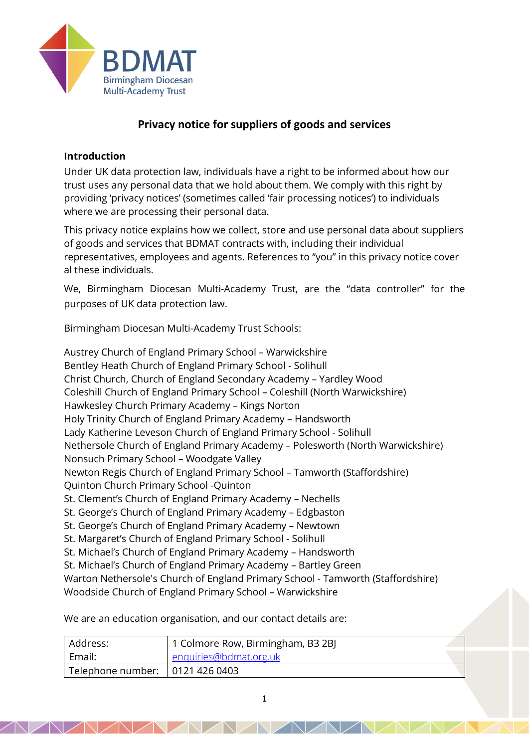# Privacy notice for suppliers of goods and services

## Introduction

Under UK data protection law, individuals have a right to be informed about how our trust uses any personal data that we hold about them. We comply with this right by providing 'privacy notices' (sometimes called 'fair processing notices') to individuals where we are processing their personal data.

This privacy notice explains how we collect, store and use personal data about suppliers of goods and services that BDMAT contracts with, including their individual representatives, employees and agents. References to "you" in this privacy notice cover al these individuals.

We, Birmingham Diocesan Multi-Academy Trust, are the "data controller" for the purposes of UK data protection law.

Birmingham Diocesan Multi-Academy Trust Schools:

Austrey Church of England Primary School – Warwickshire
Bentley Heath Church of England Primary School - Solihull
Christ Church, Church of England Secondary Academy – Yardley Wood
Coleshill Church of England Primary School – Coleshill (North Warwickshire)
Hawkesley Church Primary Academy – Kings Norton
Holy Trinity Church of England Primary Academy – Handsworth
Lady Katherine Leveson Church of England Primary School - Solihull
Nethersole Church of England Primary Academy – Polesworth (North Warwickshire)
Nonsuch Primary School – Woodgate Valley
Newton Regis Church of England Primary School – Tamworth (Staffordshire)
Quinton Church Primary School -Quinton
St. Clement's Church of England Primary Academy – Nechells
St. George's Church of England Primary Academy – Edgbaston
St. George's Church of England Primary Academy – Newtown
St. Margaret's Church of England Primary School - Solihull
St. Michael's Church of England Primary Academy – Handsworth
St. Michael's Church of England Primary Academy – Bartley Green
Warton Nethersole's Church of England Primary School - Tamworth (Staffordshire)
Woodside Church of England Primary School – Warwickshire

We are an education organisation, and our contact details are:

| Address: | 1 Colmore Row, Birmingham, B3 2BJ |
|---|---|
| Email: | enquiries@bdmat.org.uk |
| Telephone number: | 0121 426 0403 |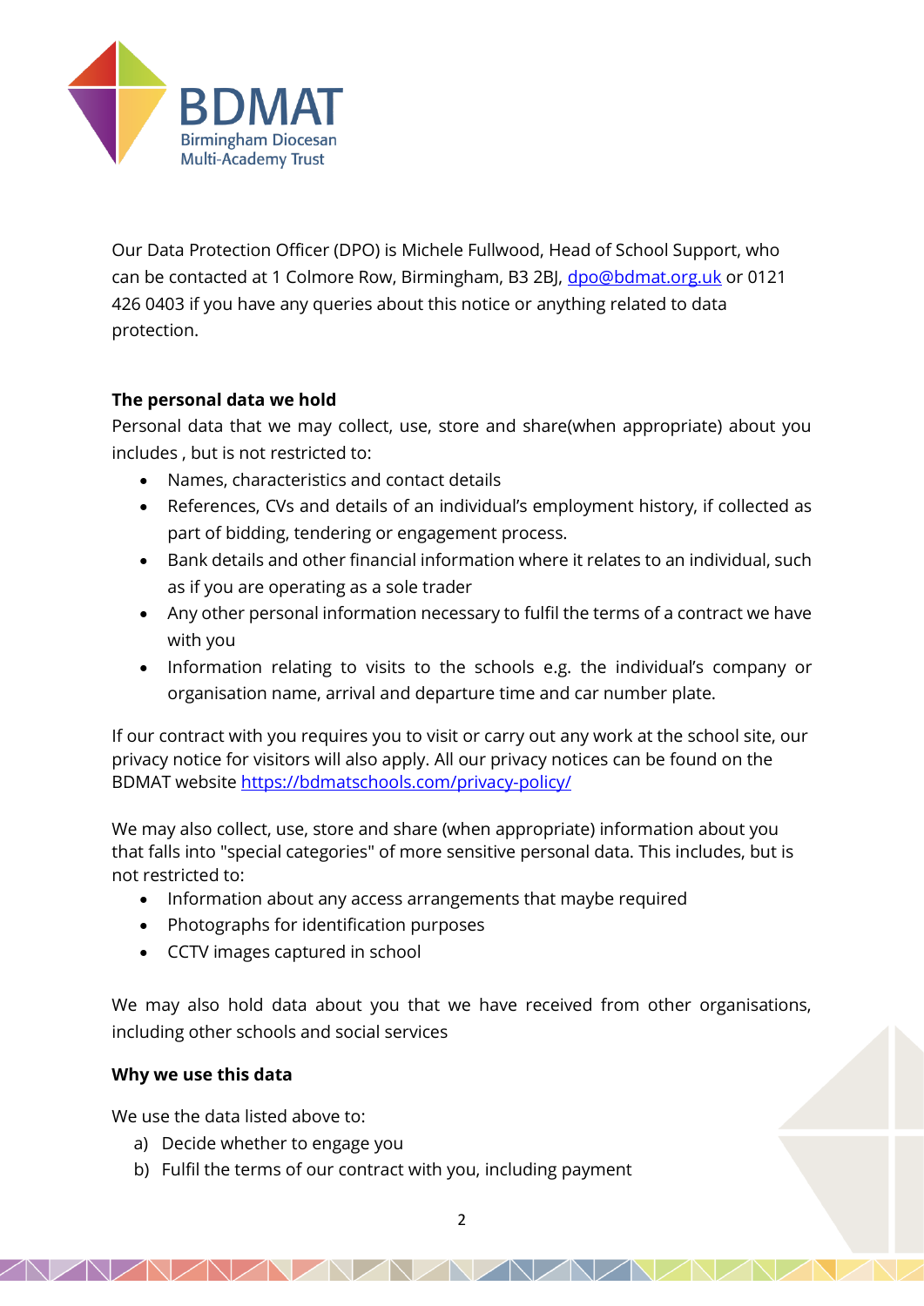Our Data Protection Officer (DPO) is Michele Fullwood, Head of School Support, who can be contacted at 1 Colmore Row, Birmingham, B3 2BJ, [dpo@bdmat.org.uk](mailto:dpo@bdmat.org.uk) or 0121 426 0403 if you have any queries about this notice or anything related to data protection.

**The personal data we hold**

Personal data that we may collect, use, store and share(when appropriate) about you includes , but is not restricted to:

- Names, characteristics and contact details
- References, CVs and details of an individual's employment history, if collected as part of bidding, tendering or engagement process.
- Bank details and other financial information where it relates to an individual, such as if you are operating as a sole trader
- Any other personal information necessary to fulfil the terms of a contract we have with you
- Information relating to visits to the schools e.g. the individual's company or organisation name, arrival and departure time and car number plate.

If our contract with you requires you to visit or carry out any work at the school site, our privacy notice for visitors will also apply. All our privacy notices can be found on the BDMAT website [https://bdmatschools.com/privacy-policy/](https://bdmatschools.com/privacy-policy/)

We may also collect, use, store and share (when appropriate) information about you that falls into "special categories" of more sensitive personal data. This includes, but is not restricted to:

- Information about any access arrangements that maybe required
- Photographs for identification purposes
- CCTV images captured in school

We may also hold data about you that we have received from other organisations, including other schools and social services

**Why we use this data**

We use the data listed above to:

a) Decide whether to engage you
b) Fulfil the terms of our contract with you, including payment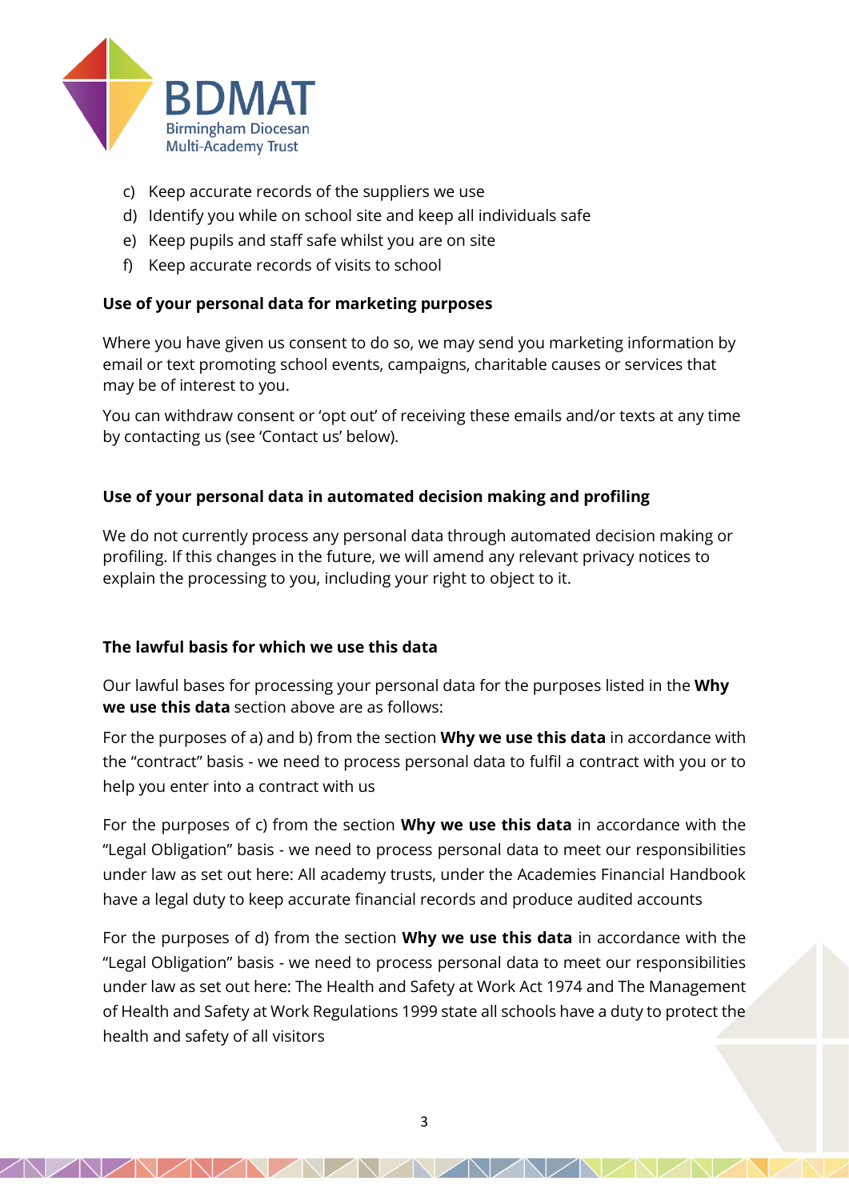c) Keep accurate records of the suppliers we use
d) Identify you while on school site and keep all individuals safe
e) Keep pupils and staff safe whilst you are on site
f) Keep accurate records of visits to school

**Use of your personal data for marketing purposes**

Where you have given us consent to do so, we may send you marketing information by email or text promoting school events, campaigns, charitable causes or services that may be of interest to you.

You can withdraw consent or 'opt out' of receiving these emails and/or texts at any time by contacting us (see 'Contact us' below).

**Use of your personal data in automated decision making and profiling**

We do not currently process any personal data through automated decision making or profiling. If this changes in the future, we will amend any relevant privacy notices to explain the processing to you, including your right to object to it.

**The lawful basis for which we use this data**

Our lawful bases for processing your personal data for the purposes listed in the **Why we use this data** section above are as follows:

For the purposes of a) and b) from the section **Why we use this data** in accordance with the "contract" basis - we need to process personal data to fulfil a contract with you or to help you enter into a contract with us

For the purposes of c) from the section **Why we use this data** in accordance with the "Legal Obligation" basis - we need to process personal data to meet our responsibilities under law as set out here: All academy trusts, under the Academies Financial Handbook have a legal duty to keep accurate financial records and produce audited accounts

For the purposes of d) from the section **Why we use this data** in accordance with the "Legal Obligation" basis - we need to process personal data to meet our responsibilities under law as set out here: The Health and Safety at Work Act 1974 and The Management of Health and Safety at Work Regulations 1999 state all schools have a duty to protect the health and safety of all visitors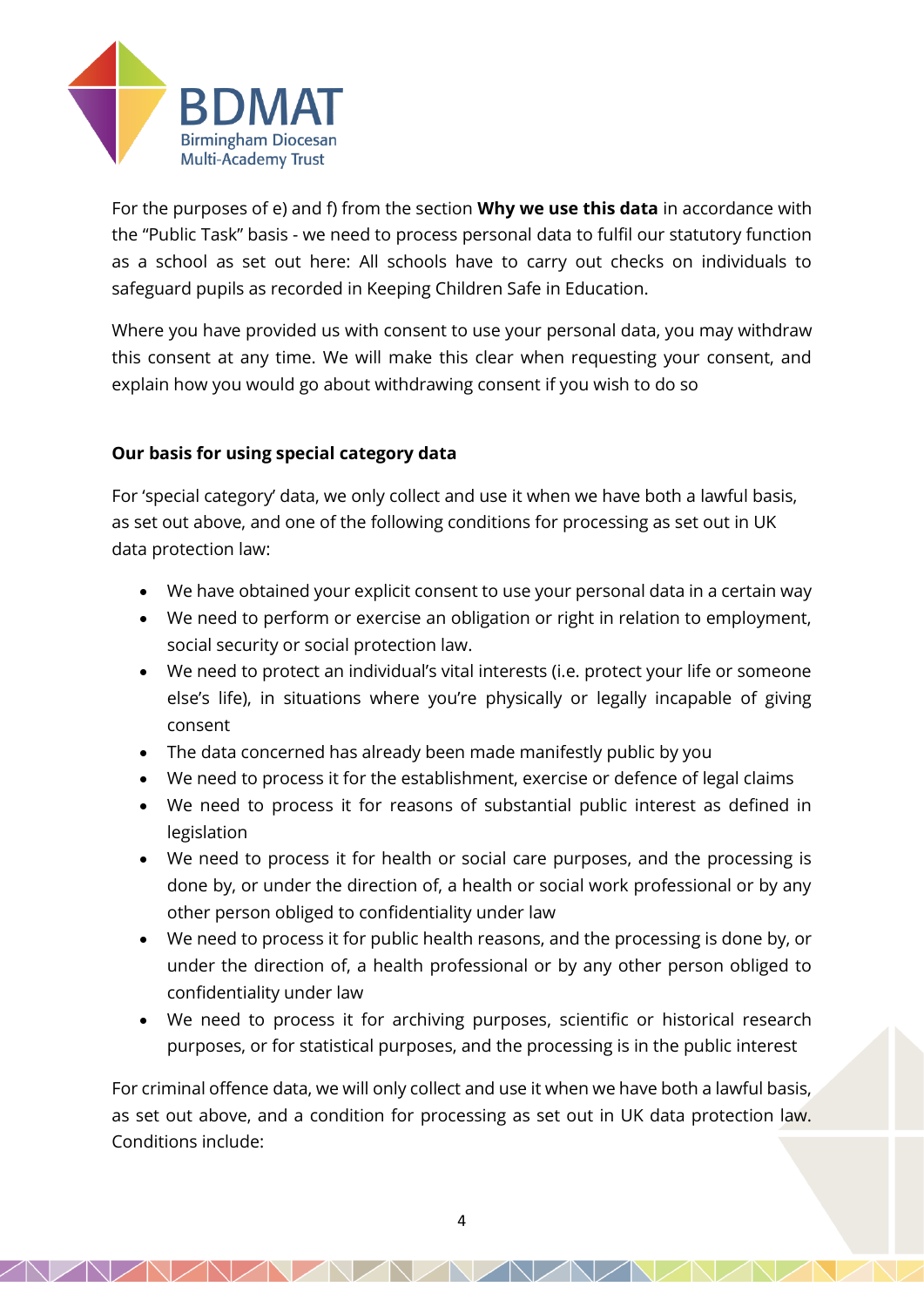For the purposes of e) and f) from the section **Why we use this data** in accordance with the "Public Task" basis - we need to process personal data to fulfil our statutory function as a school as set out here: All schools have to carry out checks on individuals to safeguard pupils as recorded in Keeping Children Safe in Education.

Where you have provided us with consent to use your personal data, you may withdraw this consent at any time. We will make this clear when requesting your consent, and explain how you would go about withdrawing consent if you wish to do so

**Our basis for using special category data**

For 'special category' data, we only collect and use it when we have both a lawful basis, as set out above, and one of the following conditions for processing as set out in UK data protection law:

- We have obtained your explicit consent to use your personal data in a certain way
- We need to perform or exercise an obligation or right in relation to employment, social security or social protection law.
- We need to protect an individual's vital interests (i.e. protect your life or someone else's life), in situations where you're physically or legally incapable of giving consent
- The data concerned has already been made manifestly public by you
- We need to process it for the establishment, exercise or defence of legal claims
- We need to process it for reasons of substantial public interest as defined in legislation
- We need to process it for health or social care purposes, and the processing is done by, or under the direction of, a health or social work professional or by any other person obliged to confidentiality under law
- We need to process it for public health reasons, and the processing is done by, or under the direction of, a health professional or by any other person obliged to confidentiality under law
- We need to process it for archiving purposes, scientific or historical research purposes, or for statistical purposes, and the processing is in the public interest

For criminal offence data, we will only collect and use it when we have both a lawful basis, as set out above, and a condition for processing as set out in UK data protection law. Conditions include: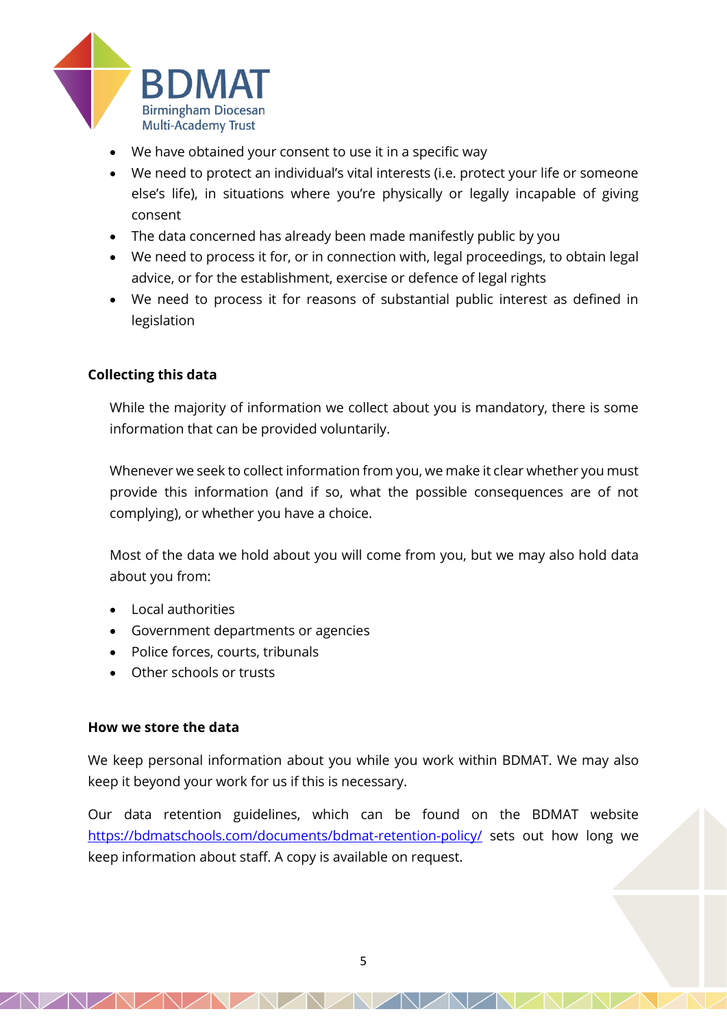- We have obtained your consent to use it in a specific way
- We need to protect an individual's vital interests (i.e. protect your life or someone else's life), in situations where you're physically or legally incapable of giving consent
- The data concerned has already been made manifestly public by you
- We need to process it for, or in connection with, legal proceedings, to obtain legal advice, or for the establishment, exercise or defence of legal rights
- We need to process it for reasons of substantial public interest as defined in legislation

**Collecting this data**

While the majority of information we collect about you is mandatory, there is some information that can be provided voluntarily.

Whenever we seek to collect information from you, we make it clear whether you must provide this information (and if so, what the possible consequences are of not complying), or whether you have a choice.

Most of the data we hold about you will come from you, but we may also hold data about you from:

- Local authorities
- Government departments or agencies
- Police forces, courts, tribunals
- Other schools or trusts

**How we store the data**

We keep personal information about you while you work within BDMAT. We may also keep it beyond your work for us if this is necessary.

Our data retention guidelines, which can be found on the BDMAT website [https://bdmatschools.com/documents/bdmat-retention-policy/](https://bdmatschools.com/documents/bdmat-retention-policy/) sets out how long we keep information about staff. A copy is available on request.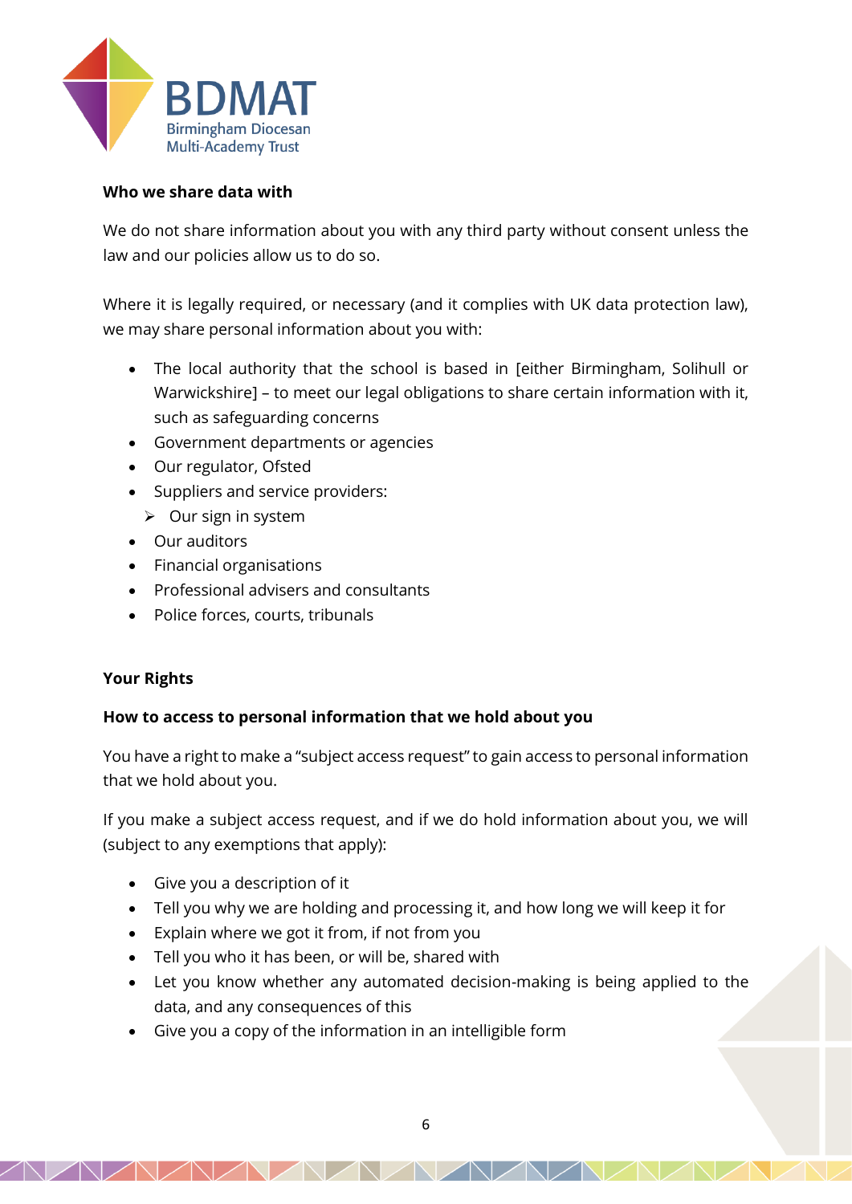**Who we share data with**

We do not share information about you with any third party without consent unless the law and our policies allow us to do so.

Where it is legally required, or necessary (and it complies with UK data protection law), we may share personal information about you with:

- The local authority that the school is based in [either Birmingham, Solihull or Warwickshire] – to meet our legal obligations to share certain information with it, such as safeguarding concerns
- Government departments or agencies
- Our regulator, Ofsted
- Suppliers and service providers:
  - Our sign in system
- Our auditors
- Financial organisations
- Professional advisers and consultants
- Police forces, courts, tribunals

**Your Rights**

**How to access to personal information that we hold about you**

You have a right to make a "subject access request" to gain access to personal information that we hold about you.

If you make a subject access request, and if we do hold information about you, we will (subject to any exemptions that apply):

- Give you a description of it
- Tell you why we are holding and processing it, and how long we will keep it for
- Explain where we got it from, if not from you
- Tell you who it has been, or will be, shared with
- Let you know whether any automated decision-making is being applied to the data, and any consequences of this
- Give you a copy of the information in an intelligible form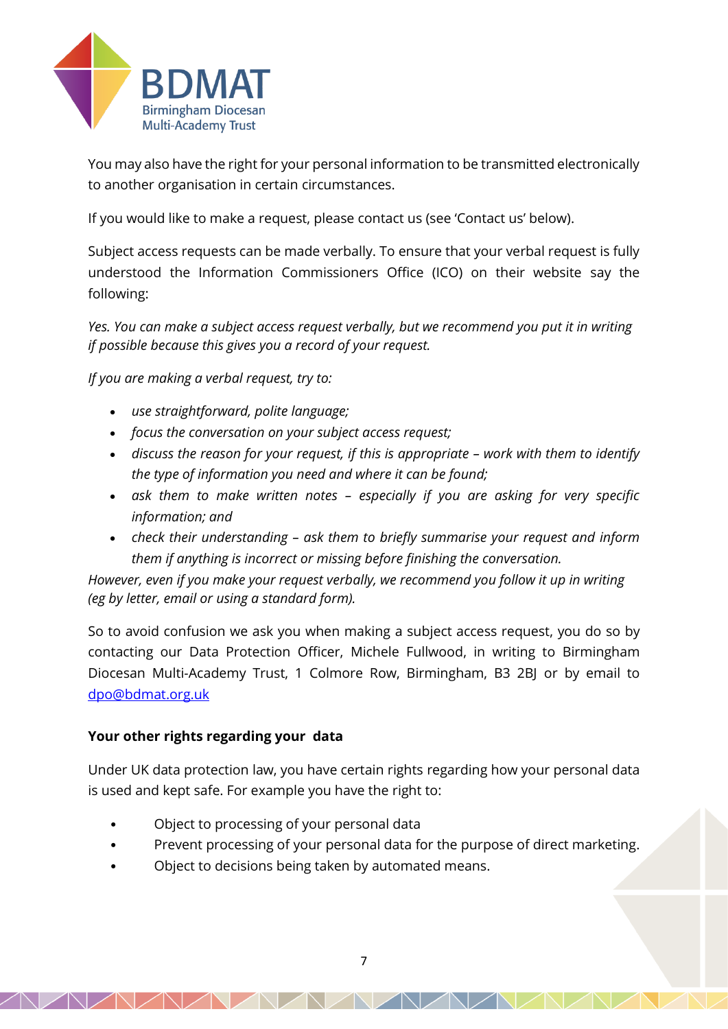You may also have the right for your personal information to be transmitted electronically to another organisation in certain circumstances.

If you would like to make a request, please contact us (see 'Contact us' below).

Subject access requests can be made verbally. To ensure that your verbal request is fully understood the Information Commissioners Office (ICO) on their website say the following:

*Yes. You can make a subject access request verbally, but we recommend you put it in writing if possible because this gives you a record of your request.*

*If you are making a verbal request, try to:*

- *use straightforward, polite language;*
- *focus the conversation on your subject access request;*
- *discuss the reason for your request, if this is appropriate – work with them to identify the type of information you need and where it can be found;*
- *ask them to make written notes – especially if you are asking for very specific information; and*
- *check their understanding – ask them to briefly summarise your request and inform them if anything is incorrect or missing before finishing the conversation.*

*However, even if you make your request verbally, we recommend you follow it up in writing (eg by letter, email or using a standard form).*

So to avoid confusion we ask you when making a subject access request, you do so by contacting our Data Protection Officer, Michele Fullwood, in writing to Birmingham Diocesan Multi-Academy Trust, 1 Colmore Row, Birmingham, B3 2BJ or by email to dpo@bdmat.org.uk

**Your other rights regarding your data**

Under UK data protection law, you have certain rights regarding how your personal data is used and kept safe. For example you have the right to:

- Object to processing of your personal data
- Prevent processing of your personal data for the purpose of direct marketing.
- Object to decisions being taken by automated means.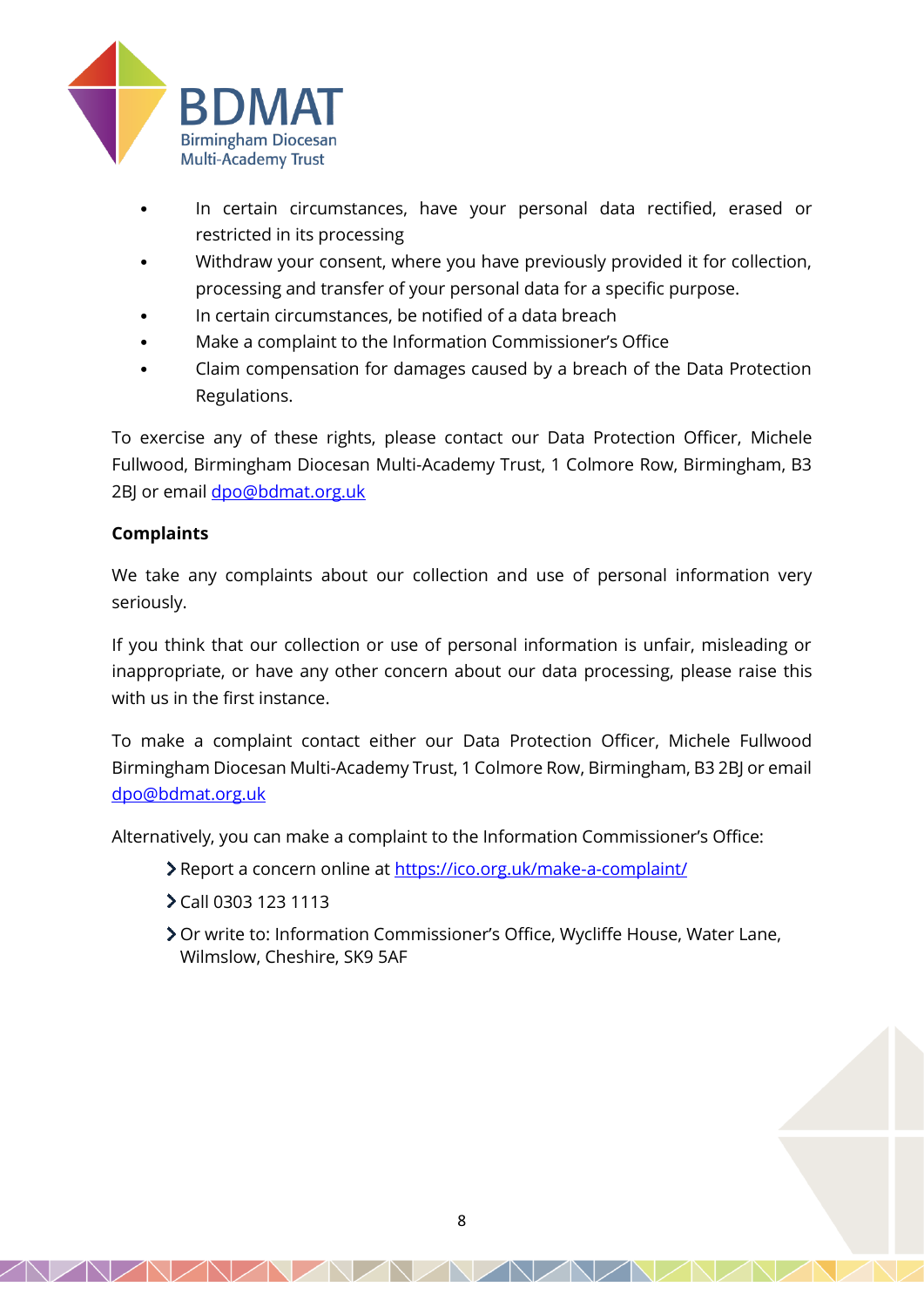- In certain circumstances, have your personal data rectified, erased or restricted in its processing
- Withdraw your consent, where you have previously provided it for collection, processing and transfer of your personal data for a specific purpose.
- In certain circumstances, be notified of a data breach
- Make a complaint to the Information Commissioner's Office
- Claim compensation for damages caused by a breach of the Data Protection Regulations.

To exercise any of these rights, please contact our Data Protection Officer, Michele Fullwood, Birmingham Diocesan Multi-Academy Trust, 1 Colmore Row, Birmingham, B3 2BJ or email dpo@bdmat.org.uk

**Complaints**

We take any complaints about our collection and use of personal information very seriously.

If you think that our collection or use of personal information is unfair, misleading or inappropriate, or have any other concern about our data processing, please raise this with us in the first instance.

To make a complaint contact either our Data Protection Officer, Michele Fullwood Birmingham Diocesan Multi-Academy Trust, 1 Colmore Row, Birmingham, B3 2BJ or email dpo@bdmat.org.uk

Alternatively, you can make a complaint to the Information Commissioner's Office:

- Report a concern online at https://ico.org.uk/make-a-complaint/
- Call 0303 123 1113
- Or write to: Information Commissioner's Office, Wycliffe House, Water Lane, Wilmslow, Cheshire, SK9 5AF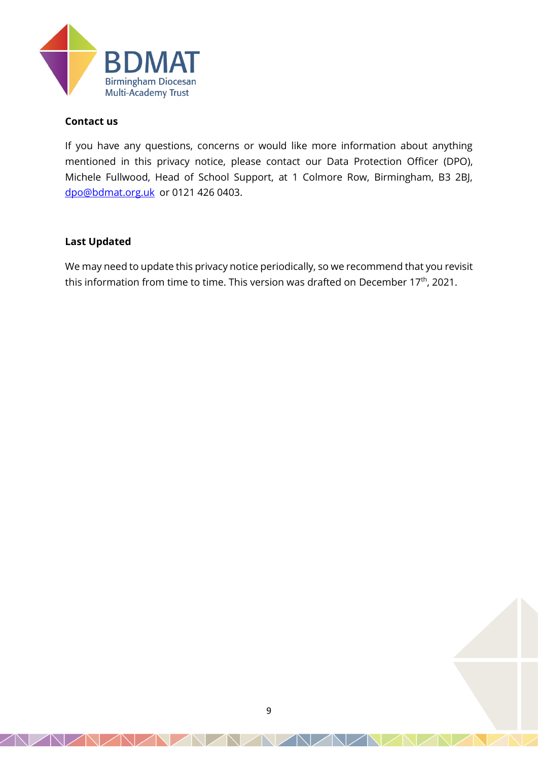**Contact us**

If you have any questions, concerns or would like more information about anything mentioned in this privacy notice, please contact our Data Protection Officer (DPO), Michele Fullwood, Head of School Support, at 1 Colmore Row, Birmingham, B3 2BJ, dpo@bdmat.org.uk or 0121 426 0403.

**Last Updated**

We may need to update this privacy notice periodically, so we recommend that you revisit this information from time to time. This version was drafted on December 17th, 2021.